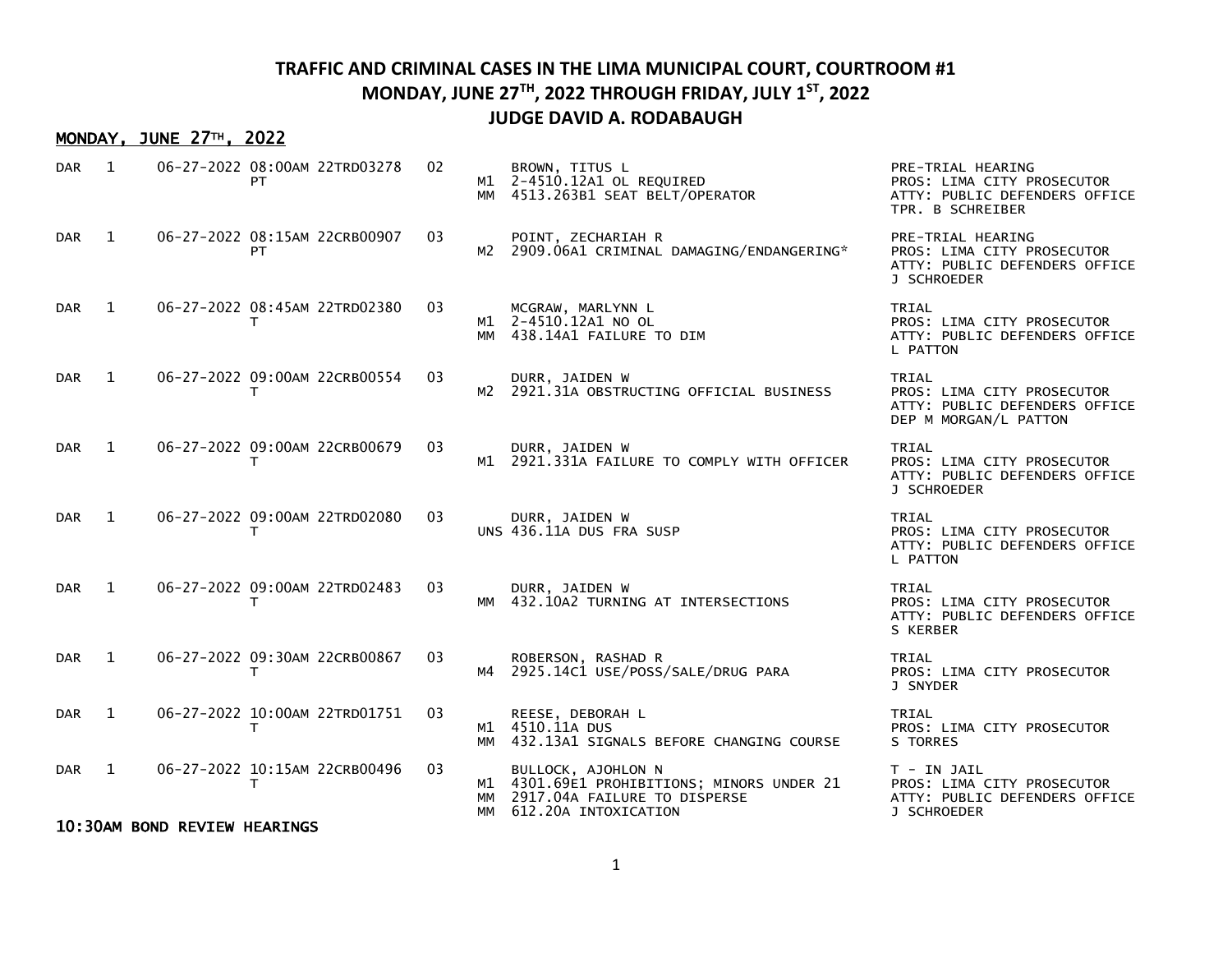# TRAFFIC AND CRIMINAL CASES IN THE LIMA MUNICIPAL COURT, COURTROOM #1

## MONDAY, JUNE 27TH, 2022 THROUGH FRIDAY, JULY 1ST, 2022

## JUDGE DAVID A. RODABAUGH

### MONDAY, JUNE 27TH, 2022

| | | Date/Time | Case No. | | | Defendant / Charges | Hearing / Parties |
|---|---|---|---|---|---|---|---|
| DAR | 1 | 06-27-2022 08:00AM | 22TRD03278 PT | 02 | M1<br>MM | BROWN, TITUS L<br>2-4510.12A1 OL REQUIRED<br>4513.263B1 SEAT BELT/OPERATOR | PRE-TRIAL HEARING<br>PROS: LIMA CITY PROSECUTOR<br>ATTY: PUBLIC DEFENDERS OFFICE<br>TPR. B SCHREIBER |
| DAR | 1 | 06-27-2022 08:15AM | 22CRB00907 PT | 03 | M2 | POINT, ZECHARIAH R<br>2909.06A1 CRIMINAL DAMAGING/ENDANGERING* | PRE-TRIAL HEARING<br>PROS: LIMA CITY PROSECUTOR<br>ATTY: PUBLIC DEFENDERS OFFICE<br>J SCHROEDER |
| DAR | 1 | 06-27-2022 08:45AM | 22TRD02380 T | 03 | M1<br>MM | MCGRAW, MARLYNN L<br>2-4510.12A1 NO OL<br>438.14A1 FAILURE TO DIM | TRIAL<br>PROS: LIMA CITY PROSECUTOR<br>ATTY: PUBLIC DEFENDERS OFFICE<br>L PATTON |
| DAR | 1 | 06-27-2022 09:00AM | 22CRB00554 T | 03 | M2 | DURR, JAIDEN W<br>2921.31A OBSTRUCTING OFFICIAL BUSINESS | TRIAL<br>PROS: LIMA CITY PROSECUTOR<br>ATTY: PUBLIC DEFENDERS OFFICE<br>DEP M MORGAN/L PATTON |
| DAR | 1 | 06-27-2022 09:00AM | 22CRB00679 T | 03 | M1 | DURR, JAIDEN W<br>2921.331A FAILURE TO COMPLY WITH OFFICER | TRIAL<br>PROS: LIMA CITY PROSECUTOR<br>ATTY: PUBLIC DEFENDERS OFFICE<br>J SCHROEDER |
| DAR | 1 | 06-27-2022 09:00AM | 22TRD02080 T | 03 | UNS | DURR, JAIDEN W<br>436.11A DUS FRA SUSP | TRIAL<br>PROS: LIMA CITY PROSECUTOR<br>ATTY: PUBLIC DEFENDERS OFFICE<br>L PATTON |
| DAR | 1 | 06-27-2022 09:00AM | 22TRD02483 T | 03 | MM | DURR, JAIDEN W<br>432.10A2 TURNING AT INTERSECTIONS | TRIAL<br>PROS: LIMA CITY PROSECUTOR<br>ATTY: PUBLIC DEFENDERS OFFICE<br>S KERBER |
| DAR | 1 | 06-27-2022 09:30AM | 22CRB00867 T | 03 | M4 | ROBERSON, RASHAD R<br>2925.14C1 USE/POSS/SALE/DRUG PARA | TRIAL<br>PROS: LIMA CITY PROSECUTOR<br>J SNYDER |
| DAR | 1 | 06-27-2022 10:00AM | 22TRD01751 T | 03 | M1<br>MM | REESE, DEBORAH L<br>4510.11A DUS<br>432.13A1 SIGNALS BEFORE CHANGING COURSE | TRIAL<br>PROS: LIMA CITY PROSECUTOR<br>S TORRES |
| DAR | 1 | 06-27-2022 10:15AM | 22CRB00496 T | 03 | M1<br>MM<br>MM | BULLOCK, AJOHLON N<br>4301.69E1 PROHIBITIONS; MINORS UNDER 21<br>2917.04A FAILURE TO DISPERSE<br>612.20A INTOXICATION | T - IN JAIL<br>PROS: LIMA CITY PROSECUTOR<br>ATTY: PUBLIC DEFENDERS OFFICE<br>J SCHROEDER |

**10:30AM BOND REVIEW HEARINGS**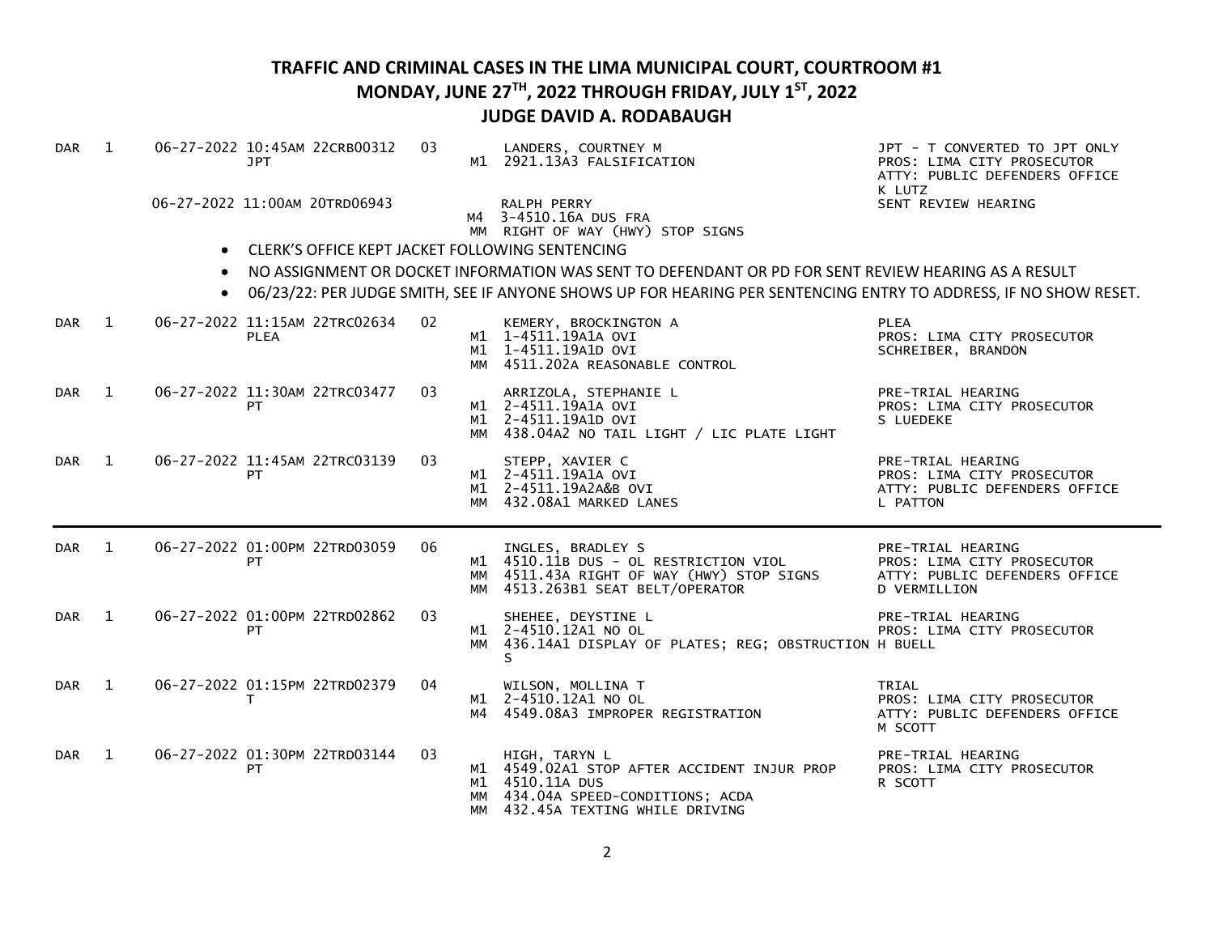# TRAFFIC AND CRIMINAL CASES IN THE LIMA MUNICIPAL COURT, COURTROOM #1

## MONDAY, JUNE 27TH, 2022 THROUGH FRIDAY, JULY 1ST, 2022

## JUDGE DAVID A. RODABAUGH

| | | Date/Time | Case No. | | Defendant / Charges | Hearing / Attorneys |
|---|---|---|---|---|---|---|
| DAR | 1 | 06-27-2022 10:45AM JPT | 22CRB00312 | 03 | LANDERS, COURTNEY M<br>M1 2921.13A3 FALSIFICATION | JPT - T CONVERTED TO JPT ONLY<br>PROS: LIMA CITY PROSECUTOR<br>ATTY: PUBLIC DEFENDERS OFFICE<br>K LUTZ |
| | | 06-27-2022 11:00AM | 20TRD06943 | | RALPH PERRY<br>M4 3-4510.16A DUS FRA<br>MM RIGHT OF WAY (HWY) STOP SIGNS | SENT REVIEW HEARING |

- CLERK'S OFFICE KEPT JACKET FOLLOWING SENTENCING
- NO ASSIGNMENT OR DOCKET INFORMATION WAS SENT TO DEFENDANT OR PD FOR SENT REVIEW HEARING AS A RESULT
- 06/23/22: PER JUDGE SMITH, SEE IF ANYONE SHOWS UP FOR HEARING PER SENTENCING ENTRY TO ADDRESS, IF NO SHOW RESET.

| | | Date/Time | Case No. | | Defendant / Charges | Hearing / Attorneys |
|---|---|---|---|---|---|---|
| DAR | 1 | 06-27-2022 11:15AM PLEA | 22TRC02634 | 02 | KEMERY, BROCKINGTON A<br>M1 1-4511.19A1A OVI<br>M1 1-4511.19A1D OVI<br>MM 4511.202A REASONABLE CONTROL | PLEA<br>PROS: LIMA CITY PROSECUTOR<br>SCHREIBER, BRANDON |
| DAR | 1 | 06-27-2022 11:30AM PT | 22TRC03477 | 03 | ARRIZOLA, STEPHANIE L<br>M1 2-4511.19A1A OVI<br>M1 2-4511.19A1D OVI<br>MM 438.04A2 NO TAIL LIGHT / LIC PLATE LIGHT | PRE-TRIAL HEARING<br>PROS: LIMA CITY PROSECUTOR<br>S LUEDEKE |
| DAR | 1 | 06-27-2022 11:45AM PT | 22TRC03139 | 03 | STEPP, XAVIER C<br>M1 2-4511.19A1A OVI<br>M1 2-4511.19A2A&B OVI<br>MM 432.08A1 MARKED LANES | PRE-TRIAL HEARING<br>PROS: LIMA CITY PROSECUTOR<br>ATTY: PUBLIC DEFENDERS OFFICE<br>L PATTON |

---

| | | Date/Time | Case No. | | Defendant / Charges | Hearing / Attorneys |
|---|---|---|---|---|---|---|
| DAR | 1 | 06-27-2022 01:00PM PT | 22TRD03059 | 06 | INGLES, BRADLEY S<br>M1 4510.11B DUS - OL RESTRICTION VIOL<br>MM 4511.43A RIGHT OF WAY (HWY) STOP SIGNS<br>MM 4513.263B1 SEAT BELT/OPERATOR | PRE-TRIAL HEARING<br>PROS: LIMA CITY PROSECUTOR<br>ATTY: PUBLIC DEFENDERS OFFICE<br>D VERMILLION |
| DAR | 1 | 06-27-2022 01:00PM PT | 22TRD02862 | 03 | SHEHEE, DEYSTINE L<br>M1 2-4510.12A1 NO OL<br>MM 436.14A1 DISPLAY OF PLATES; REG; OBSTRUCTIONS | PRE-TRIAL HEARING<br>PROS: LIMA CITY PROSECUTOR<br>H BUELL |
| DAR | 1 | 06-27-2022 01:15PM T | 22TRD02379 | 04 | WILSON, MOLLINA T<br>M1 2-4510.12A1 NO OL<br>M4 4549.08A3 IMPROPER REGISTRATION | TRIAL<br>PROS: LIMA CITY PROSECUTOR<br>ATTY: PUBLIC DEFENDERS OFFICE<br>M SCOTT |
| DAR | 1 | 06-27-2022 01:30PM PT | 22TRD03144 | 03 | HIGH, TARYN L<br>M1 4549.02A1 STOP AFTER ACCIDENT INJUR PROP<br>M1 4510.11A DUS<br>MM 434.04A SPEED-CONDITIONS; ACDA<br>MM 432.45A TEXTING WHILE DRIVING | PRE-TRIAL HEARING<br>PROS: LIMA CITY PROSECUTOR<br>R SCOTT |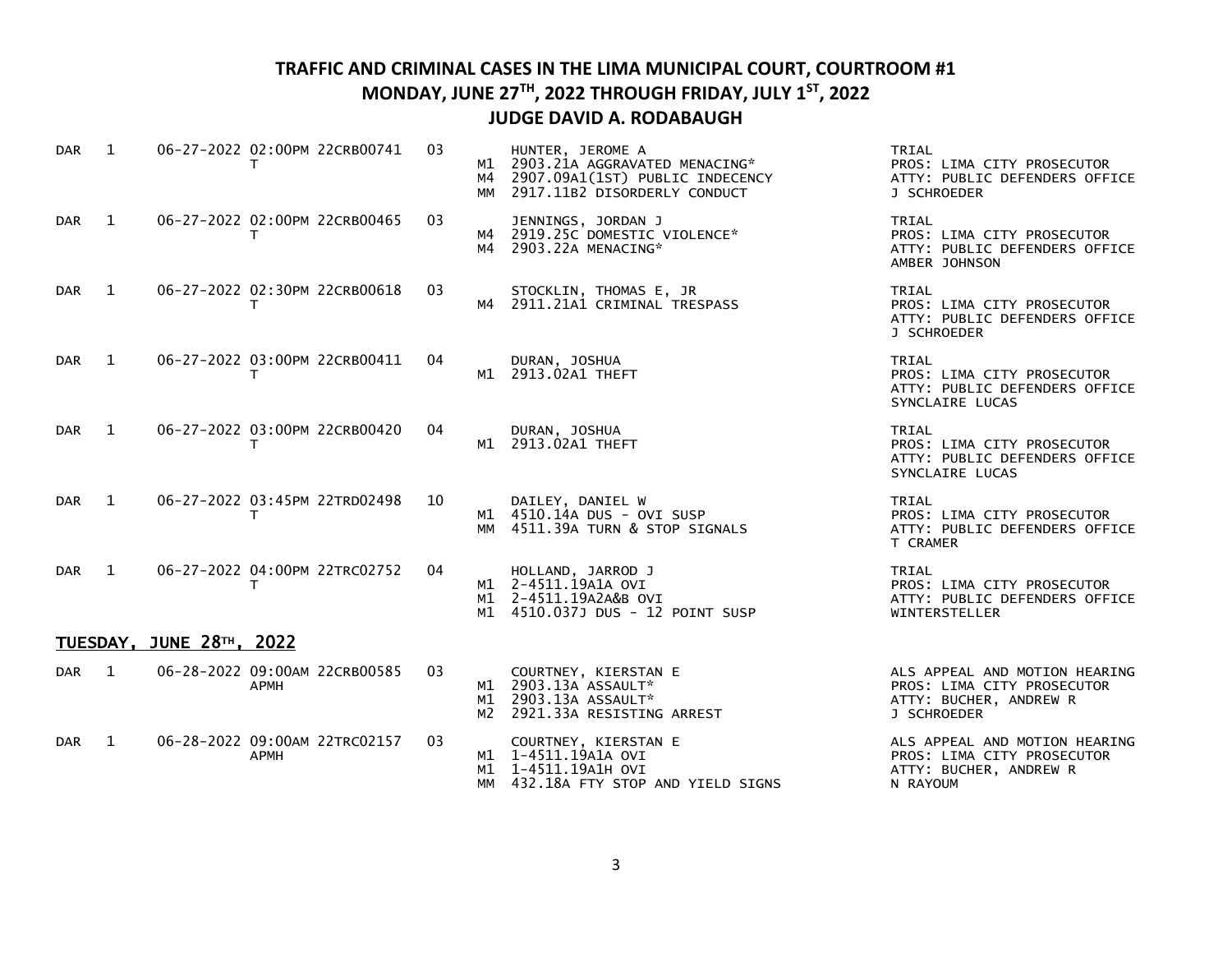# TRAFFIC AND CRIMINAL CASES IN THE LIMA MUNICIPAL COURT, COURTROOM #1
## MONDAY, JUNE 27TH, 2022 THROUGH FRIDAY, JULY 1ST, 2022
## JUDGE DAVID A. RODABAUGH

| | | | | | | | |
|---|---|---|---|---|---|---|---|
| DAR | 1 | 06-27-2022 02:00PM T | 22CRB00741 | 03 | | HUNTER, JEROME A | TRIAL |
| | | | | | M1 | 2903.21A AGGRAVATED MENACING* | PROS: LIMA CITY PROSECUTOR |
| | | | | | M4 | 2907.09A1(1ST) PUBLIC INDECENCY | ATTY: PUBLIC DEFENDERS OFFICE |
| | | | | | MM | 2917.11B2 DISORDERLY CONDUCT | J SCHROEDER |
| DAR | 1 | 06-27-2022 02:00PM T | 22CRB00465 | 03 | | JENNINGS, JORDAN J | TRIAL |
| | | | | | M4 | 2919.25C DOMESTIC VIOLENCE* | PROS: LIMA CITY PROSECUTOR |
| | | | | | M4 | 2903.22A MENACING* | ATTY: PUBLIC DEFENDERS OFFICE |
| | | | | | | | AMBER JOHNSON |
| DAR | 1 | 06-27-2022 02:30PM T | 22CRB00618 | 03 | | STOCKLIN, THOMAS E, JR | TRIAL |
| | | | | | M4 | 2911.21A1 CRIMINAL TRESPASS | PROS: LIMA CITY PROSECUTOR |
| | | | | | | | ATTY: PUBLIC DEFENDERS OFFICE |
| | | | | | | | J SCHROEDER |
| DAR | 1 | 06-27-2022 03:00PM T | 22CRB00411 | 04 | | DURAN, JOSHUA | TRIAL |
| | | | | | M1 | 2913.02A1 THEFT | PROS: LIMA CITY PROSECUTOR |
| | | | | | | | ATTY: PUBLIC DEFENDERS OFFICE |
| | | | | | | | SYNCLAIRE LUCAS |
| DAR | 1 | 06-27-2022 03:00PM T | 22CRB00420 | 04 | | DURAN, JOSHUA | TRIAL |
| | | | | | M1 | 2913.02A1 THEFT | PROS: LIMA CITY PROSECUTOR |
| | | | | | | | ATTY: PUBLIC DEFENDERS OFFICE |
| | | | | | | | SYNCLAIRE LUCAS |
| DAR | 1 | 06-27-2022 03:45PM T | 22TRD02498 | 10 | | DAILEY, DANIEL W | TRIAL |
| | | | | | M1 | 4510.14A DUS - OVI SUSP | PROS: LIMA CITY PROSECUTOR |
| | | | | | MM | 4511.39A TURN & STOP SIGNALS | ATTY: PUBLIC DEFENDERS OFFICE |
| | | | | | | | T CRAMER |
| DAR | 1 | 06-27-2022 04:00PM T | 22TRC02752 | 04 | | HOLLAND, JARROD J | TRIAL |
| | | | | | M1 | 2-4511.19A1A OVI | PROS: LIMA CITY PROSECUTOR |
| | | | | | M1 | 2-4511.19A2A&B OVI | ATTY: PUBLIC DEFENDERS OFFICE |
| | | | | | M1 | 4510.037J DUS - 12 POINT SUSP | WINTERSTELLER |

## TUESDAY, JUNE 28TH, 2022

| | | | | | | | |
|---|---|---|---|---|---|---|---|
| DAR | 1 | 06-28-2022 09:00AM APMH | 22CRB00585 | 03 | | COURTNEY, KIERSTAN E | ALS APPEAL AND MOTION HEARING |
| | | | | | M1 | 2903.13A ASSAULT* | PROS: LIMA CITY PROSECUTOR |
| | | | | | M1 | 2903.13A ASSAULT* | ATTY: BUCHER, ANDREW R |
| | | | | | M2 | 2921.33A RESISTING ARREST | J SCHROEDER |
| DAR | 1 | 06-28-2022 09:00AM APMH | 22TRC02157 | 03 | | COURTNEY, KIERSTAN E | ALS APPEAL AND MOTION HEARING |
| | | | | | M1 | 1-4511.19A1A OVI | PROS: LIMA CITY PROSECUTOR |
| | | | | | M1 | 1-4511.19A1H OVI | ATTY: BUCHER, ANDREW R |
| | | | | | MM | 432.18A FTY STOP AND YIELD SIGNS | N RAYOUM |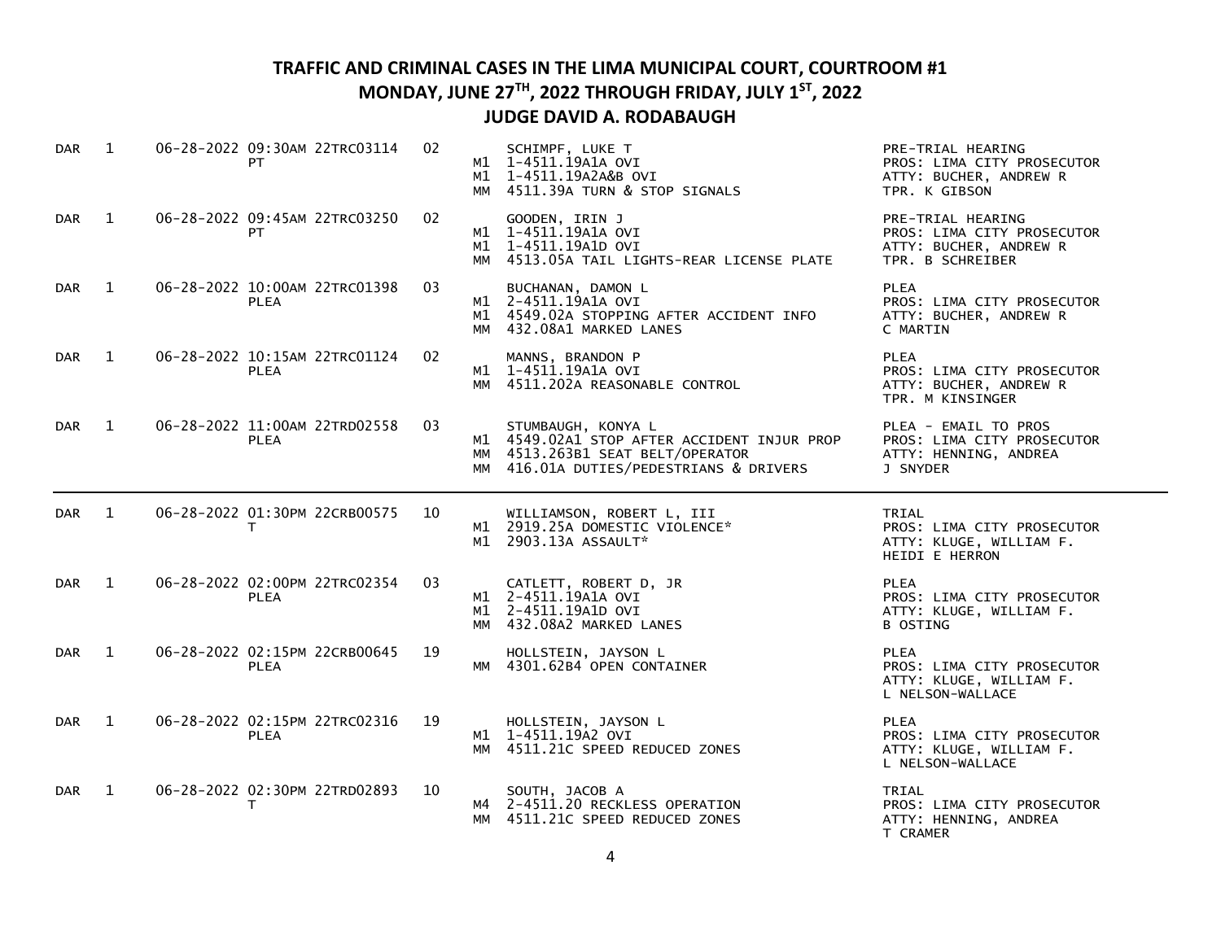# TRAFFIC AND CRIMINAL CASES IN THE LIMA MUNICIPAL COURT, COURTROOM #1

## MONDAY, JUNE 27TH, 2022 THROUGH FRIDAY, JULY 1ST, 2022

## JUDGE DAVID A. RODABAUGH

| | | | | | | | |
|---|---|---|---|---|---|---|---|
| DAR | 1 | 06-28-2022 09:30AM PT | 22TRC03114 | 02 | | SCHIMPF, LUKE T | PRE-TRIAL HEARING |
| | | | | | M1 | 1-4511.19A1A OVI | PROS: LIMA CITY PROSECUTOR |
| | | | | | M1 | 1-4511.19A2A&B OVI | ATTY: BUCHER, ANDREW R |
| | | | | | MM | 4511.39A TURN & STOP SIGNALS | TPR. K GIBSON |
| DAR | 1 | 06-28-2022 09:45AM PT | 22TRC03250 | 02 | | GOODEN, IRIN J | PRE-TRIAL HEARING |
| | | | | | M1 | 1-4511.19A1A OVI | PROS: LIMA CITY PROSECUTOR |
| | | | | | M1 | 1-4511.19A1D OVI | ATTY: BUCHER, ANDREW R |
| | | | | | MM | 4513.05A TAIL LIGHTS-REAR LICENSE PLATE | TPR. B SCHREIBER |
| DAR | 1 | 06-28-2022 10:00AM PLEA | 22TRC01398 | 03 | | BUCHANAN, DAMON L | PLEA |
| | | | | | M1 | 2-4511.19A1A OVI | PROS: LIMA CITY PROSECUTOR |
| | | | | | M1 | 4549.02A STOPPING AFTER ACCIDENT INFO | ATTY: BUCHER, ANDREW R |
| | | | | | MM | 432.08A1 MARKED LANES | C MARTIN |
| DAR | 1 | 06-28-2022 10:15AM PLEA | 22TRC01124 | 02 | | MANNS, BRANDON P | PLEA |
| | | | | | M1 | 1-4511.19A1A OVI | PROS: LIMA CITY PROSECUTOR |
| | | | | | MM | 4511.202A REASONABLE CONTROL | ATTY: BUCHER, ANDREW R |
| | | | | | | | TPR. M KINSINGER |
| DAR | 1 | 06-28-2022 11:00AM PLEA | 22TRD02558 | 03 | | STUMBAUGH, KONYA L | PLEA - EMAIL TO PROS |
| | | | | | M1 | 4549.02A1 STOP AFTER ACCIDENT INJUR PROP | PROS: LIMA CITY PROSECUTOR |
| | | | | | MM | 4513.263B1 SEAT BELT/OPERATOR | ATTY: HENNING, ANDREA |
| | | | | | MM | 416.01A DUTIES/PEDESTRIANS & DRIVERS | J SNYDER |

---

| | | | | | | | |
|---|---|---|---|---|---|---|---|
| DAR | 1 | 06-28-2022 01:30PM T | 22CRB00575 | 10 | | WILLIAMSON, ROBERT L, III | TRIAL |
| | | | | | M1 | 2919.25A DOMESTIC VIOLENCE* | PROS: LIMA CITY PROSECUTOR |
| | | | | | M1 | 2903.13A ASSAULT* | ATTY: KLUGE, WILLIAM F. |
| | | | | | | | HEIDI E HERRON |
| DAR | 1 | 06-28-2022 02:00PM PLEA | 22TRC02354 | 03 | | CATLETT, ROBERT D, JR | PLEA |
| | | | | | M1 | 2-4511.19A1A OVI | PROS: LIMA CITY PROSECUTOR |
| | | | | | M1 | 2-4511.19A1D OVI | ATTY: KLUGE, WILLIAM F. |
| | | | | | MM | 432.08A2 MARKED LANES | B OSTING |
| DAR | 1 | 06-28-2022 02:15PM PLEA | 22CRB00645 | 19 | | HOLLSTEIN, JAYSON L | PLEA |
| | | | | | MM | 4301.62B4 OPEN CONTAINER | PROS: LIMA CITY PROSECUTOR |
| | | | | | | | ATTY: KLUGE, WILLIAM F. |
| | | | | | | | L NELSON-WALLACE |
| DAR | 1 | 06-28-2022 02:15PM PLEA | 22TRC02316 | 19 | | HOLLSTEIN, JAYSON L | PLEA |
| | | | | | M1 | 1-4511.19A2 OVI | PROS: LIMA CITY PROSECUTOR |
| | | | | | MM | 4511.21C SPEED REDUCED ZONES | ATTY: KLUGE, WILLIAM F. |
| | | | | | | | L NELSON-WALLACE |
| DAR | 1 | 06-28-2022 02:30PM T | 22TRD02893 | 10 | | SOUTH, JACOB A | TRIAL |
| | | | | | M4 | 2-4511.20 RECKLESS OPERATION | PROS: LIMA CITY PROSECUTOR |
| | | | | | MM | 4511.21C SPEED REDUCED ZONES | ATTY: HENNING, ANDREA |
| | | | | | | | T CRAMER |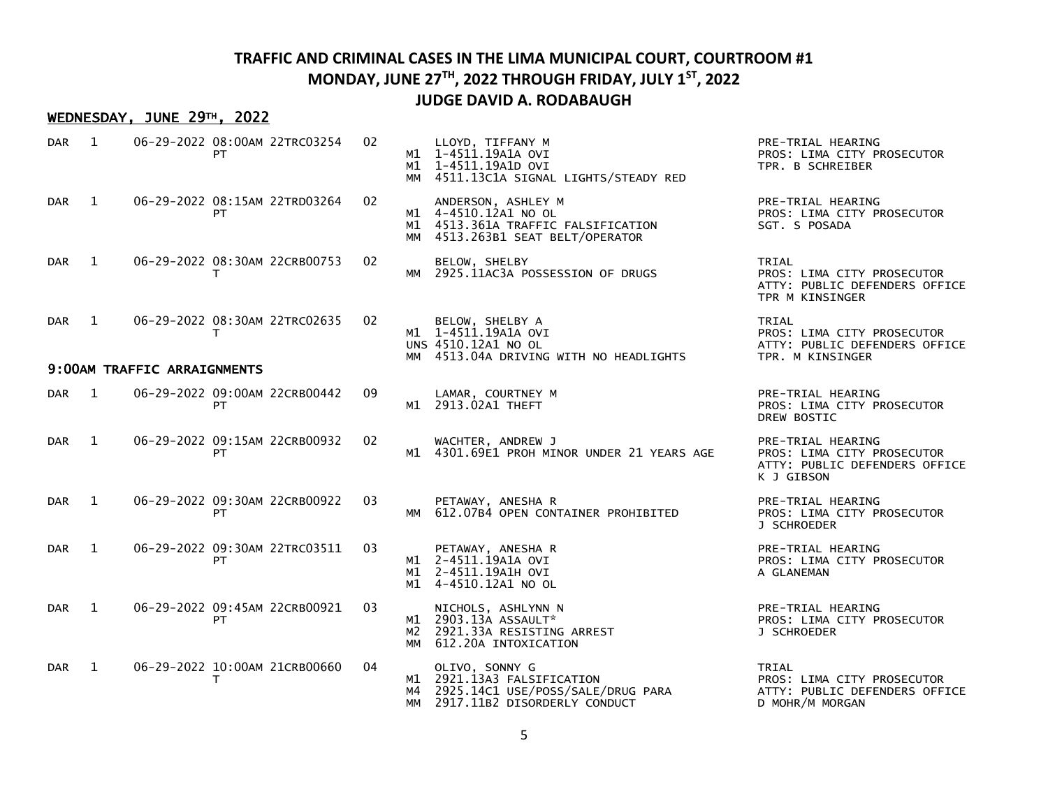# TRAFFIC AND CRIMINAL CASES IN THE LIMA MUNICIPAL COURT, COURTROOM #1
## MONDAY, JUNE 27TH, 2022 THROUGH FRIDAY, JULY 1ST, 2022
## JUDGE DAVID A. RODABAUGH

### WEDNESDAY, JUNE 29TH, 2022

| | | Date/Time | Case No. | | | Defendant / Charges | Hearing / Parties |
|---|---|---|---|---|---|---|---|
| DAR | 1 | 06-29-2022 08:00AM | 22TRC03254 PT | 02 | <br>M1<br>M1<br>MM | LLOYD, TIFFANY M<br>1-4511.19A1A OVI<br>1-4511.19A1D OVI<br>4511.13C1A SIGNAL LIGHTS/STEADY RED | PRE-TRIAL HEARING<br>PROS: LIMA CITY PROSECUTOR<br>TPR. B SCHREIBER |
| DAR | 1 | 06-29-2022 08:15AM | 22TRD03264 PT | 02 | <br>M1<br>M1<br>MM | ANDERSON, ASHLEY M<br>4-4510.12A1 NO OL<br>4513.361A TRAFFIC FALSIFICATION<br>4513.263B1 SEAT BELT/OPERATOR | PRE-TRIAL HEARING<br>PROS: LIMA CITY PROSECUTOR<br>SGT. S POSADA |
| DAR | 1 | 06-29-2022 08:30AM | 22CRB00753 T | 02 | <br>MM | BELOW, SHELBY<br>2925.11AC3A POSSESSION OF DRUGS | TRIAL<br>PROS: LIMA CITY PROSECUTOR<br>ATTY: PUBLIC DEFENDERS OFFICE<br>TPR M KINSINGER |
| DAR | 1 | 06-29-2022 08:30AM | 22TRC02635 T | 02 | <br>M1<br>UNS<br>MM | BELOW, SHELBY A<br>1-4511.19A1A OVI<br>4510.12A1 NO OL<br>4513.04A DRIVING WITH NO HEADLIGHTS | TRIAL<br>PROS: LIMA CITY PROSECUTOR<br>ATTY: PUBLIC DEFENDERS OFFICE<br>TPR. M KINSINGER |

### 9:00AM TRAFFIC ARRAIGNMENTS

| | | Date/Time | Case No. | | | Defendant / Charges | Hearing / Parties |
|---|---|---|---|---|---|---|---|
| DAR | 1 | 06-29-2022 09:00AM | 22CRB00442 PT | 09 | <br>M1 | LAMAR, COURTNEY M<br>2913.02A1 THEFT | PRE-TRIAL HEARING<br>PROS: LIMA CITY PROSECUTOR<br>DREW BOSTIC |
| DAR | 1 | 06-29-2022 09:15AM | 22CRB00932 PT | 02 | <br>M1 | WACHTER, ANDREW J<br>4301.69E1 PROH MINOR UNDER 21 YEARS AGE | PRE-TRIAL HEARING<br>PROS: LIMA CITY PROSECUTOR<br>ATTY: PUBLIC DEFENDERS OFFICE<br>K J GIBSON |
| DAR | 1 | 06-29-2022 09:30AM | 22CRB00922 PT | 03 | <br>MM | PETAWAY, ANESHA R<br>612.07B4 OPEN CONTAINER PROHIBITED | PRE-TRIAL HEARING<br>PROS: LIMA CITY PROSECUTOR<br>J SCHROEDER |
| DAR | 1 | 06-29-2022 09:30AM | 22TRC03511 PT | 03 | <br>M1<br>M1<br>M1 | PETAWAY, ANESHA R<br>2-4511.19A1A OVI<br>2-4511.19A1H OVI<br>4-4510.12A1 NO OL | PRE-TRIAL HEARING<br>PROS: LIMA CITY PROSECUTOR<br>A GLANEMAN |
| DAR | 1 | 06-29-2022 09:45AM | 22CRB00921 PT | 03 | <br>M1<br>M2<br>MM | NICHOLS, ASHLYNN N<br>2903.13A ASSAULT*<br>2921.33A RESISTING ARREST<br>612.20A INTOXICATION | PRE-TRIAL HEARING<br>PROS: LIMA CITY PROSECUTOR<br>J SCHROEDER |
| DAR | 1 | 06-29-2022 10:00AM | 21CRB00660 T | 04 | <br>M1<br>M4<br>MM | OLIVO, SONNY G<br>2921.13A3 FALSIFICATION<br>2925.14C1 USE/POSS/SALE/DRUG PARA<br>2917.11B2 DISORDERLY CONDUCT | TRIAL<br>PROS: LIMA CITY PROSECUTOR<br>ATTY: PUBLIC DEFENDERS OFFICE<br>D MOHR/M MORGAN |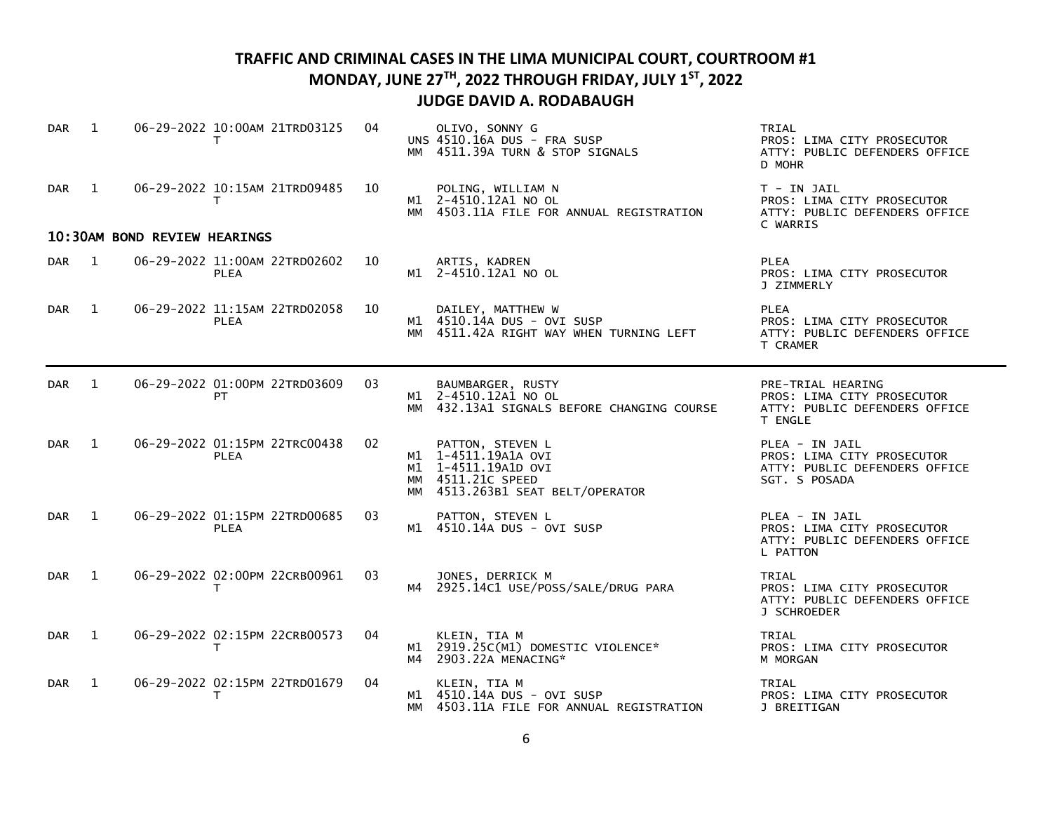# TRAFFIC AND CRIMINAL CASES IN THE LIMA MUNICIPAL COURT, COURTROOM #1

## MONDAY, JUNE 27TH, 2022 THROUGH FRIDAY, JULY 1ST, 2022

## JUDGE DAVID A. RODABAUGH

| | | | | | | |
|---|---|---|---|---|---|---|
| DAR | 1 | 06-29-2022 10:00AM 21TRD03125 T | 04 | | OLIVO, SONNY G | TRIAL |
| | | | | UNS | 4510.16A DUS - FRA SUSP | PROS: LIMA CITY PROSECUTOR |
| | | | | MM | 4511.39A TURN & STOP SIGNALS | ATTY: PUBLIC DEFENDERS OFFICE |
| | | | | | | D MOHR |
| DAR | 1 | 06-29-2022 10:15AM 21TRD09485 T | 10 | | POLING, WILLIAM N | T - IN JAIL |
| | | | | M1 | 2-4510.12A1 NO OL | PROS: LIMA CITY PROSECUTOR |
| | | | | MM | 4503.11A FILE FOR ANNUAL REGISTRATION | ATTY: PUBLIC DEFENDERS OFFICE |
| | | | | | | C WARRIS |

**10:30AM BOND REVIEW HEARINGS**

| | | | | | | |
|---|---|---|---|---|---|---|
| DAR | 1 | 06-29-2022 11:00AM 22TRD02602 PLEA | 10 | | ARTIS, KADREN | PLEA |
| | | | | M1 | 2-4510.12A1 NO OL | PROS: LIMA CITY PROSECUTOR |
| | | | | | | J ZIMMERLY |
| DAR | 1 | 06-29-2022 11:15AM 22TRD02058 PLEA | 10 | | DAILEY, MATTHEW W | PLEA |
| | | | | M1 | 4510.14A DUS - OVI SUSP | PROS: LIMA CITY PROSECUTOR |
| | | | | MM | 4511.42A RIGHT WAY WHEN TURNING LEFT | ATTY: PUBLIC DEFENDERS OFFICE |
| | | | | | | T CRAMER |

---

| | | | | | | |
|---|---|---|---|---|---|---|
| DAR | 1 | 06-29-2022 01:00PM 22TRD03609 PT | 03 | | BAUMBARGER, RUSTY | PRE-TRIAL HEARING |
| | | | | M1 | 2-4510.12A1 NO OL | PROS: LIMA CITY PROSECUTOR |
| | | | | MM | 432.13A1 SIGNALS BEFORE CHANGING COURSE | ATTY: PUBLIC DEFENDERS OFFICE |
| | | | | | | T ENGLE |
| DAR | 1 | 06-29-2022 01:15PM 22TRC00438 PLEA | 02 | | PATTON, STEVEN L | PLEA - IN JAIL |
| | | | | M1 | 1-4511.19A1A OVI | PROS: LIMA CITY PROSECUTOR |
| | | | | M1 | 1-4511.19A1D OVI | ATTY: PUBLIC DEFENDERS OFFICE |
| | | | | MM | 4511.21C SPEED | SGT. S POSADA |
| | | | | MM | 4513.263B1 SEAT BELT/OPERATOR | |
| DAR | 1 | 06-29-2022 01:15PM 22TRD00685 PLEA | 03 | | PATTON, STEVEN L | PLEA - IN JAIL |
| | | | | M1 | 4510.14A DUS - OVI SUSP | PROS: LIMA CITY PROSECUTOR |
| | | | | | | ATTY: PUBLIC DEFENDERS OFFICE |
| | | | | | | L PATTON |
| DAR | 1 | 06-29-2022 02:00PM 22CRB00961 T | 03 | | JONES, DERRICK M | TRIAL |
| | | | | M4 | 2925.14C1 USE/POSS/SALE/DRUG PARA | PROS: LIMA CITY PROSECUTOR |
| | | | | | | ATTY: PUBLIC DEFENDERS OFFICE |
| | | | | | | J SCHROEDER |
| DAR | 1 | 06-29-2022 02:15PM 22CRB00573 T | 04 | | KLEIN, TIA M | TRIAL |
| | | | | M1 | 2919.25C(M1) DOMESTIC VIOLENCE* | PROS: LIMA CITY PROSECUTOR |
| | | | | M4 | 2903.22A MENACING* | M MORGAN |
| DAR | 1 | 06-29-2022 02:15PM 22TRD01679 T | 04 | | KLEIN, TIA M | TRIAL |
| | | | | M1 | 4510.14A DUS - OVI SUSP | PROS: LIMA CITY PROSECUTOR |
| | | | | MM | 4503.11A FILE FOR ANNUAL REGISTRATION | J BREITIGAN |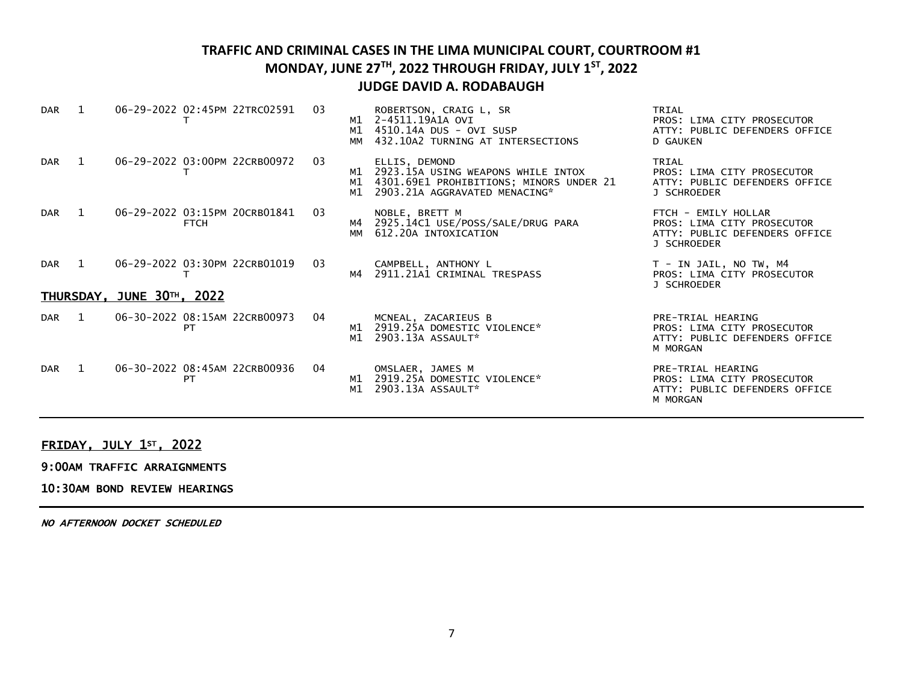# TRAFFIC AND CRIMINAL CASES IN THE LIMA MUNICIPAL COURT, COURTROOM #1

## MONDAY, JUNE 27TH, 2022 THROUGH FRIDAY, JULY 1ST, 2022

## JUDGE DAVID A. RODABAUGH

| | | | | | | |
|---|---|---|---|---|---|---|
| DAR | 1 | 06-29-2022 02:45PM T | 22TRC02591 | 03 | ROBERTSON, CRAIG L, SR<br>M1 2-4511.19A1A OVI<br>M1 4510.14A DUS - OVI SUSP<br>MM 432.10A2 TURNING AT INTERSECTIONS | TRIAL<br>PROS: LIMA CITY PROSECUTOR<br>ATTY: PUBLIC DEFENDERS OFFICE<br>D GAUKEN |
| DAR | 1 | 06-29-2022 03:00PM T | 22CRB00972 | 03 | ELLIS, DEMOND<br>M1 2923.15A USING WEAPONS WHILE INTOX<br>M1 4301.69E1 PROHIBITIONS; MINORS UNDER 21<br>M1 2903.21A AGGRAVATED MENACING* | TRIAL<br>PROS: LIMA CITY PROSECUTOR<br>ATTY: PUBLIC DEFENDERS OFFICE<br>J SCHROEDER |
| DAR | 1 | 06-29-2022 03:15PM FTCH | 20CRB01841 | 03 | NOBLE, BRETT M<br>M4 2925.14C1 USE/POSS/SALE/DRUG PARA<br>MM 612.20A INTOXICATION | FTCH - EMILY HOLLAR<br>PROS: LIMA CITY PROSECUTOR<br>ATTY: PUBLIC DEFENDERS OFFICE<br>J SCHROEDER |
| DAR | 1 | 06-29-2022 03:30PM T | 22CRB01019 | 03 | CAMPBELL, ANTHONY L<br>M4 2911.21A1 CRIMINAL TRESPASS | T - IN JAIL, NO TW, M4<br>PROS: LIMA CITY PROSECUTOR<br>J SCHROEDER |

**THURSDAY, JUNE 30TH, 2022**

| | | | | | | |
|---|---|---|---|---|---|---|
| DAR | 1 | 06-30-2022 08:15AM PT | 22CRB00973 | 04 | MCNEAL, ZACARIEUS B<br>M1 2919.25A DOMESTIC VIOLENCE*<br>M1 2903.13A ASSAULT* | PRE-TRIAL HEARING<br>PROS: LIMA CITY PROSECUTOR<br>ATTY: PUBLIC DEFENDERS OFFICE<br>M MORGAN |
| DAR | 1 | 06-30-2022 08:45AM PT | 22CRB00936 | 04 | OMSLAER, JAMES M<br>M1 2919.25A DOMESTIC VIOLENCE*<br>M1 2903.13A ASSAULT* | PRE-TRIAL HEARING<br>PROS: LIMA CITY PROSECUTOR<br>ATTY: PUBLIC DEFENDERS OFFICE<br>M MORGAN |

---

**FRIDAY, JULY 1ST, 2022**

9:00AM TRAFFIC ARRAIGNMENTS

10:30AM BOND REVIEW HEARINGS

---

***NO AFTERNOON DOCKET SCHEDULED***